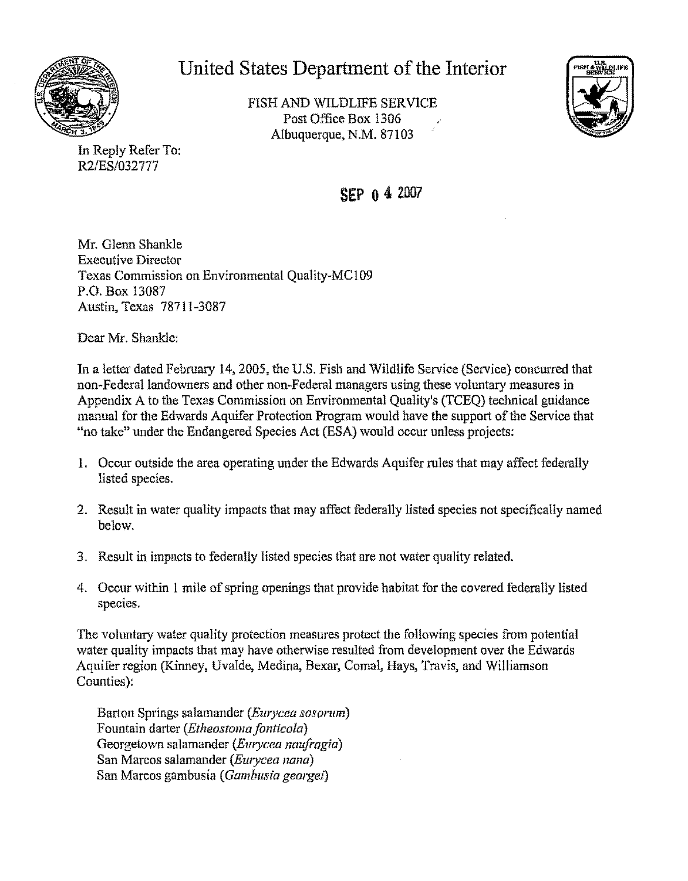# United States Department of the Interior

FISH AND WILDLIFE SERVICE
Post Office Box 1306
Albuquerque, N.M. 87103

In Reply Refer To:
R2/ES/032777

SEP 04 2007

Mr. Glenn Shankle
Executive Director
Texas Commission on Environmental Quality-MC109
P.O. Box 13087
Austin, Texas 78711-3087

Dear Mr. Shankle:

In a letter dated February 14, 2005, the U.S. Fish and Wildlife Service (Service) concurred that non-Federal landowners and other non-Federal managers using these voluntary measures in Appendix A to the Texas Commission on Environmental Quality's (TCEQ) technical guidance manual for the Edwards Aquifer Protection Program would have the support of the Service that "no take" under the Endangered Species Act (ESA) would occur unless projects:

1. Occur outside the area operating under the Edwards Aquifer rules that may affect federally listed species.

2. Result in water quality impacts that may affect federally listed species not specifically named below.

3. Result in impacts to federally listed species that are not water quality related.

4. Occur within 1 mile of spring openings that provide habitat for the covered federally listed species.

The voluntary water quality protection measures protect the following species from potential water quality impacts that may have otherwise resulted from development over the Edwards Aquifer region (Kinney, Uvalde, Medina, Bexar, Comal, Hays, Travis, and Williamson Counties):

Barton Springs salamander (*Eurycea sosorum*)
Fountain darter (*Etheostoma fonticola*)
Georgetown salamander (*Eurycea naufragia*)
San Marcos salamander (*Eurycea nana*)
San Marcos gambusia (*Gambusia georgei*)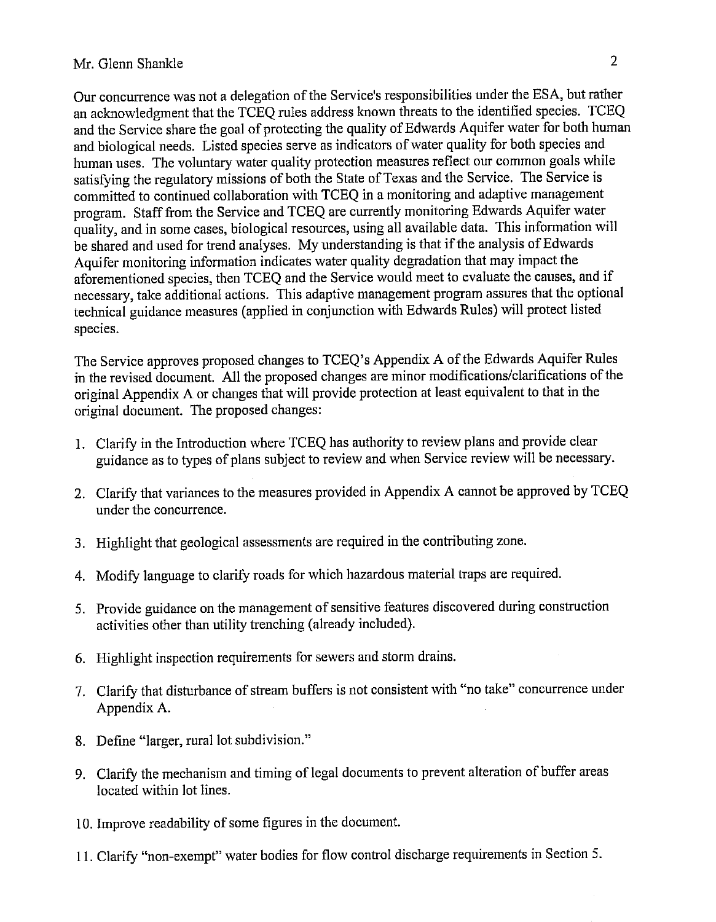Our concurrence was not a delegation of the Service's responsibilities under the ESA, but rather an acknowledgment that the TCEQ rules address known threats to the identified species. TCEQ and the Service share the goal of protecting the quality of Edwards Aquifer water for both human and biological needs. Listed species serve as indicators of water quality for both species and human uses. The voluntary water quality protection measures reflect our common goals while satisfying the regulatory missions of both the State of Texas and the Service. The Service is committed to continued collaboration with TCEQ in a monitoring and adaptive management program. Staff from the Service and TCEQ are currently monitoring Edwards Aquifer water quality, and in some cases, biological resources, using all available data. This information will be shared and used for trend analyses. My understanding is that if the analysis of Edwards Aquifer monitoring information indicates water quality degradation that may impact the aforementioned species, then TCEQ and the Service would meet to evaluate the causes, and if necessary, take additional actions. This adaptive management program assures that the optional technical guidance measures (applied in conjunction with Edwards Rules) will protect listed species.

The Service approves proposed changes to TCEQ's Appendix A of the Edwards Aquifer Rules in the revised document. All the proposed changes are minor modifications/clarifications of the original Appendix A or changes that will provide protection at least equivalent to that in the original document. The proposed changes:

1. Clarify in the Introduction where TCEQ has authority to review plans and provide clear guidance as to types of plans subject to review and when Service review will be necessary.

2. Clarify that variances to the measures provided in Appendix A cannot be approved by TCEQ under the concurrence.

3. Highlight that geological assessments are required in the contributing zone.

4. Modify language to clarify roads for which hazardous material traps are required.

5. Provide guidance on the management of sensitive features discovered during construction activities other than utility trenching (already included).

6. Highlight inspection requirements for sewers and storm drains.

7. Clarify that disturbance of stream buffers is not consistent with "no take" concurrence under Appendix A.

8. Define "larger, rural lot subdivision."

9. Clarify the mechanism and timing of legal documents to prevent alteration of buffer areas located within lot lines.

10. Improve readability of some figures in the document.

11. Clarify "non-exempt" water bodies for flow control discharge requirements in Section 5.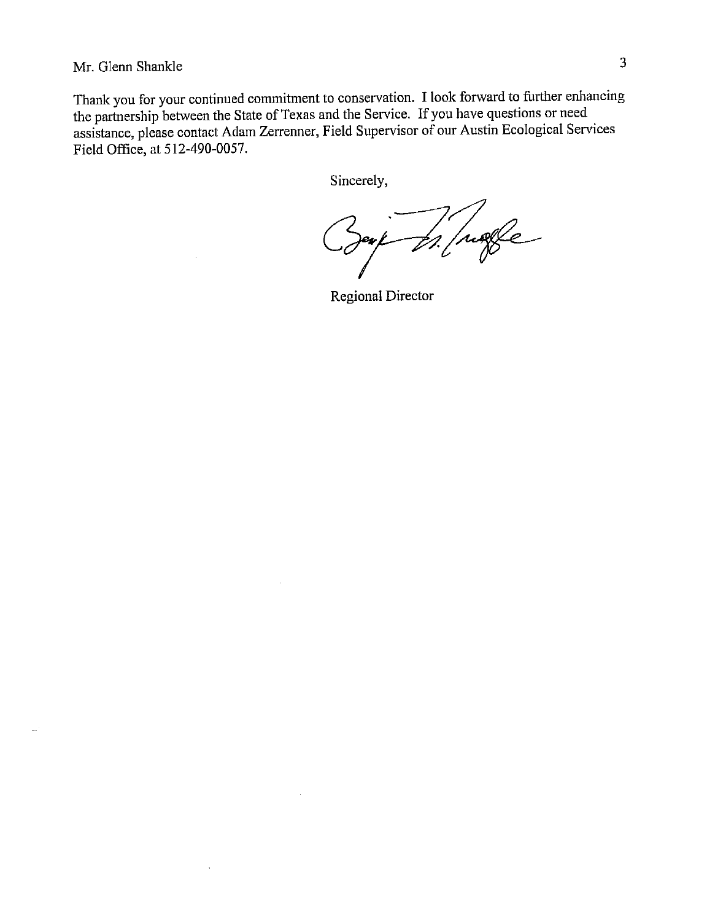Mr. Glenn Shankle

Thank you for your continued commitment to conservation. I look forward to further enhancing the partnership between the State of Texas and the Service. If you have questions or need assistance, please contact Adam Zerrenner, Field Supervisor of our Austin Ecological Services Field Office, at 512-490-0057.

Sincerely,

Regional Director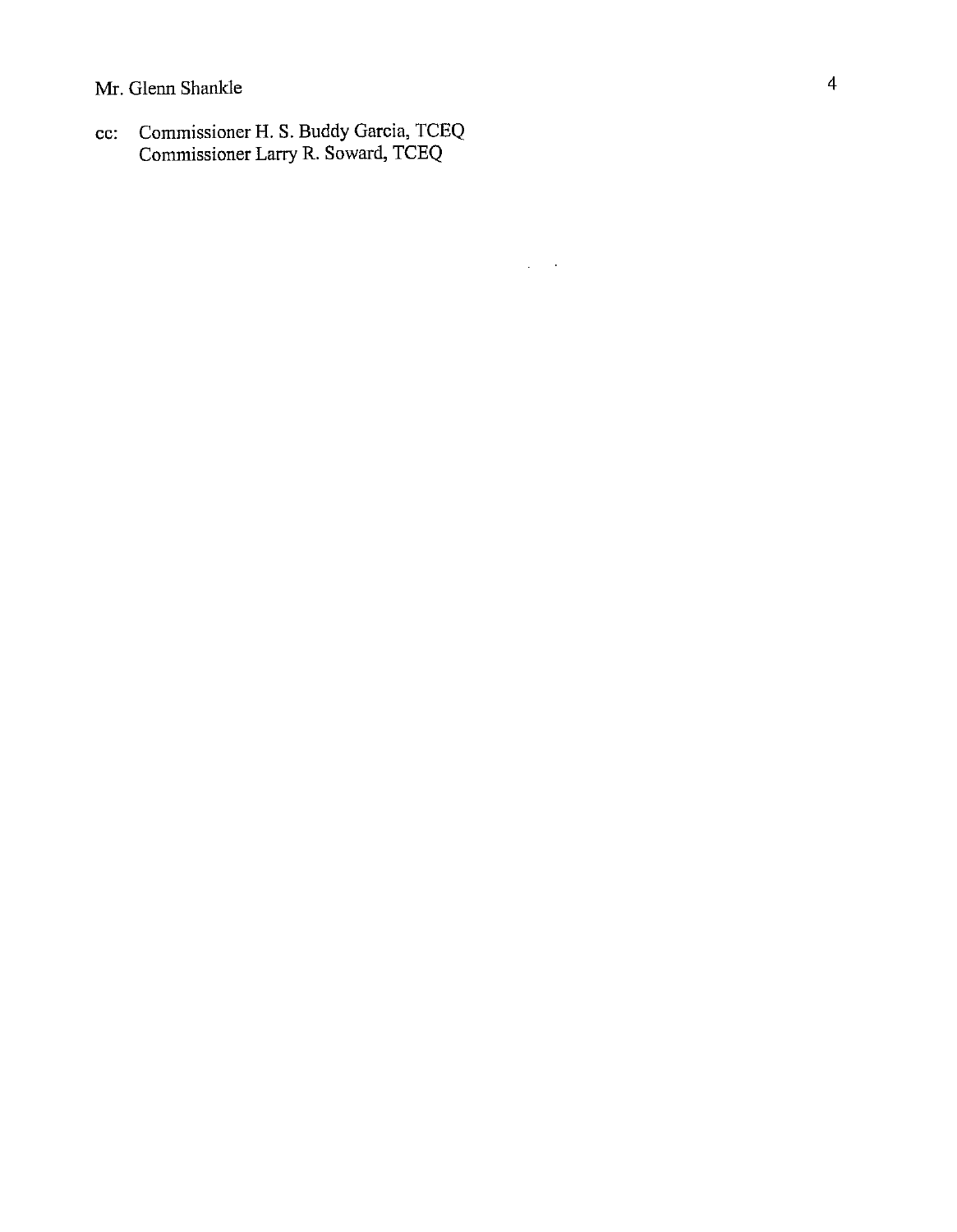cc: Commissioner H. S. Buddy Garcia, TCEQ
Commissioner Larry R. Soward, TCEQ